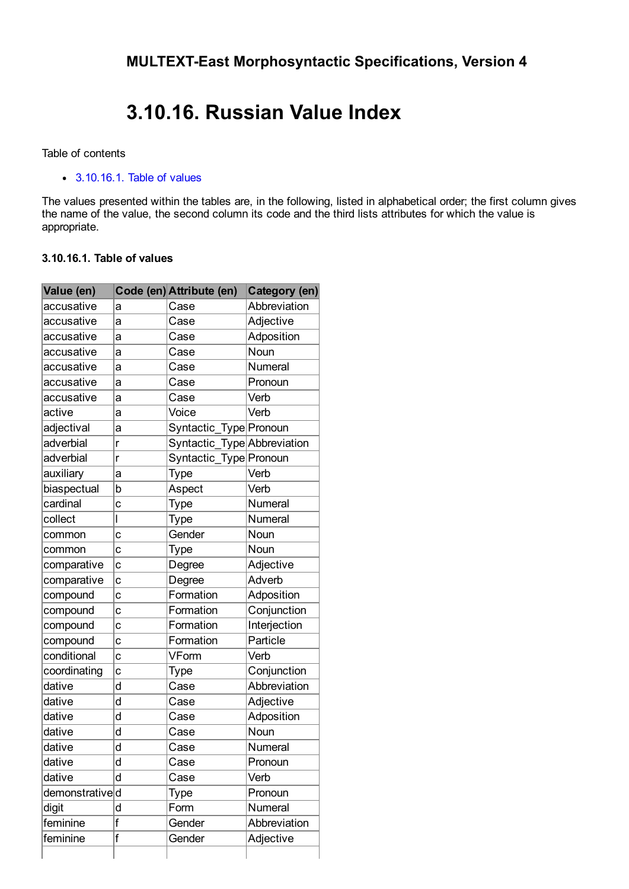**MULTEXT-East Morphosyntactic Specifications, Version 4**

# 3.10.16. Russian Value Index

Table of contents

- 3.10.16.1. Table of values

The values presented within the tables are, in the following, listed in alphabetical order; the first column gives the name of the value, the second column its code and the third lists attributes for which the value is appropriate.

### 3.10.16.1. Table of values

| Value (en) | Code (en) | Attribute (en) | Category (en) |
|---|---|---|---|
| accusative | a | Case | Abbreviation |
| accusative | a | Case | Adjective |
| accusative | a | Case | Adposition |
| accusative | a | Case | Noun |
| accusative | a | Case | Numeral |
| accusative | a | Case | Pronoun |
| accusative | a | Case | Verb |
| active | a | Voice | Verb |
| adjectival | a | Syntactic_Type | Pronoun |
| adverbial | r | Syntactic_Type | Abbreviation |
| adverbial | r | Syntactic_Type | Pronoun |
| auxiliary | a | Type | Verb |
| biaspectual | b | Aspect | Verb |
| cardinal | c | Type | Numeral |
| collect | l | Type | Numeral |
| common | c | Gender | Noun |
| common | c | Type | Noun |
| comparative | c | Degree | Adjective |
| comparative | c | Degree | Adverb |
| compound | c | Formation | Adposition |
| compound | c | Formation | Conjunction |
| compound | c | Formation | Interjection |
| compound | c | Formation | Particle |
| conditional | c | VForm | Verb |
| coordinating | c | Type | Conjunction |
| dative | d | Case | Abbreviation |
| dative | d | Case | Adjective |
| dative | d | Case | Adposition |
| dative | d | Case | Noun |
| dative | d | Case | Numeral |
| dative | d | Case | Pronoun |
| dative | d | Case | Verb |
| demonstrative | d | Type | Pronoun |
| digit | d | Form | Numeral |
| feminine | f | Gender | Abbreviation |
| feminine | f | Gender | Adjective |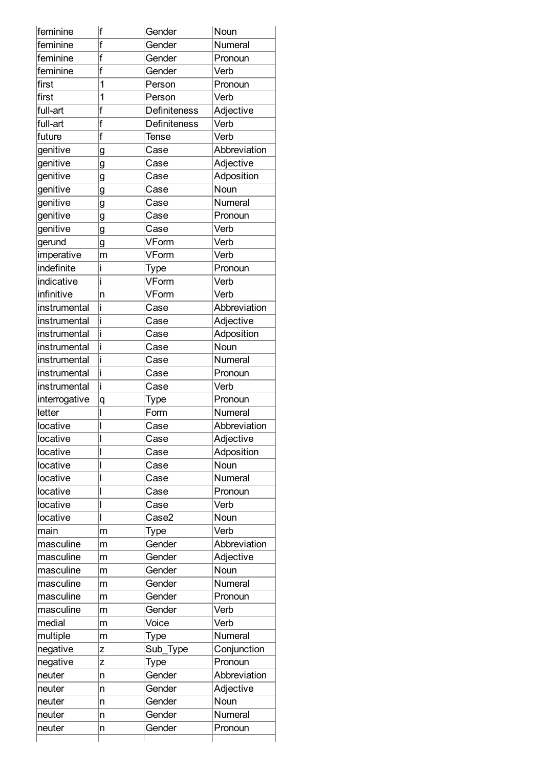| feminine | f | Gender | Noun |
|---|---|---|---|
| feminine | f | Gender | Numeral |
| feminine | f | Gender | Pronoun |
| feminine | f | Gender | Verb |
| first | 1 | Person | Pronoun |
| first | 1 | Person | Verb |
| full-art | f | Definiteness | Adjective |
| full-art | f | Definiteness | Verb |
| future | f | Tense | Verb |
| genitive | g | Case | Abbreviation |
| genitive | g | Case | Adjective |
| genitive | g | Case | Adposition |
| genitive | g | Case | Noun |
| genitive | g | Case | Numeral |
| genitive | g | Case | Pronoun |
| genitive | g | Case | Verb |
| gerund | g | VForm | Verb |
| imperative | m | VForm | Verb |
| indefinite | i | Type | Pronoun |
| indicative | i | VForm | Verb |
| infinitive | n | VForm | Verb |
| instrumental | i | Case | Abbreviation |
| instrumental | i | Case | Adjective |
| instrumental | i | Case | Adposition |
| instrumental | i | Case | Noun |
| instrumental | i | Case | Numeral |
| instrumental | i | Case | Pronoun |
| instrumental | i | Case | Verb |
| interrogative | q | Type | Pronoun |
| letter | l | Form | Numeral |
| locative | l | Case | Abbreviation |
| locative | l | Case | Adjective |
| locative | l | Case | Adposition |
| locative | l | Case | Noun |
| locative | l | Case | Numeral |
| locative | l | Case | Pronoun |
| locative | l | Case | Verb |
| locative | l | Case2 | Noun |
| main | m | Type | Verb |
| masculine | m | Gender | Abbreviation |
| masculine | m | Gender | Adjective |
| masculine | m | Gender | Noun |
| masculine | m | Gender | Numeral |
| masculine | m | Gender | Pronoun |
| masculine | m | Gender | Verb |
| medial | m | Voice | Verb |
| multiple | m | Type | Numeral |
| negative | z | Sub_Type | Conjunction |
| negative | z | Type | Pronoun |
| neuter | n | Gender | Abbreviation |
| neuter | n | Gender | Adjective |
| neuter | n | Gender | Noun |
| neuter | n | Gender | Numeral |
| neuter | n | Gender | Pronoun |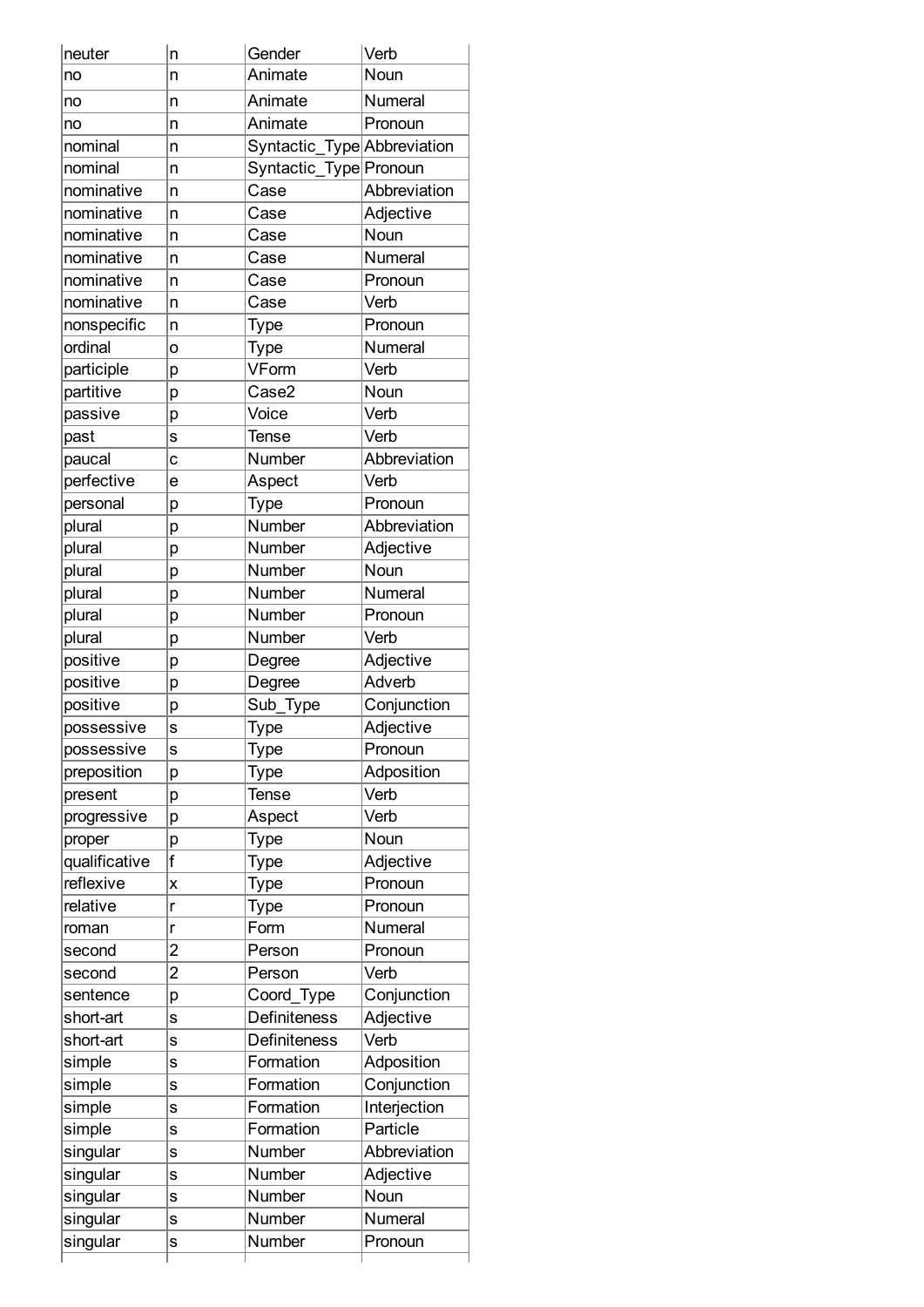| neuter | n | Gender | Verb |
|---|---|---|---|
| no | n | Animate | Noun |
| no | n | Animate | Numeral |
| no | n | Animate | Pronoun |
| nominal | n | Syntactic_Type | Abbreviation |
| nominal | n | Syntactic_Type | Pronoun |
| nominative | n | Case | Abbreviation |
| nominative | n | Case | Adjective |
| nominative | n | Case | Noun |
| nominative | n | Case | Numeral |
| nominative | n | Case | Pronoun |
| nominative | n | Case | Verb |
| nonspecific | n | Type | Pronoun |
| ordinal | o | Type | Numeral |
| participle | p | VForm | Verb |
| partitive | p | Case2 | Noun |
| passive | p | Voice | Verb |
| past | s | Tense | Verb |
| paucal | c | Number | Abbreviation |
| perfective | e | Aspect | Verb |
| personal | p | Type | Pronoun |
| plural | p | Number | Abbreviation |
| plural | p | Number | Adjective |
| plural | p | Number | Noun |
| plural | p | Number | Numeral |
| plural | p | Number | Pronoun |
| plural | p | Number | Verb |
| positive | p | Degree | Adjective |
| positive | p | Degree | Adverb |
| positive | p | Sub_Type | Conjunction |
| possessive | s | Type | Adjective |
| possessive | s | Type | Pronoun |
| preposition | p | Type | Adposition |
| present | p | Tense | Verb |
| progressive | p | Aspect | Verb |
| proper | p | Type | Noun |
| qualificative | f | Type | Adjective |
| reflexive | x | Type | Pronoun |
| relative | r | Type | Pronoun |
| roman | r | Form | Numeral |
| second | 2 | Person | Pronoun |
| second | 2 | Person | Verb |
| sentence | p | Coord_Type | Conjunction |
| short-art | s | Definiteness | Adjective |
| short-art | s | Definiteness | Verb |
| simple | s | Formation | Adposition |
| simple | s | Formation | Conjunction |
| simple | s | Formation | Interjection |
| simple | s | Formation | Particle |
| singular | s | Number | Abbreviation |
| singular | s | Number | Adjective |
| singular | s | Number | Noun |
| singular | s | Number | Numeral |
| singular | s | Number | Pronoun |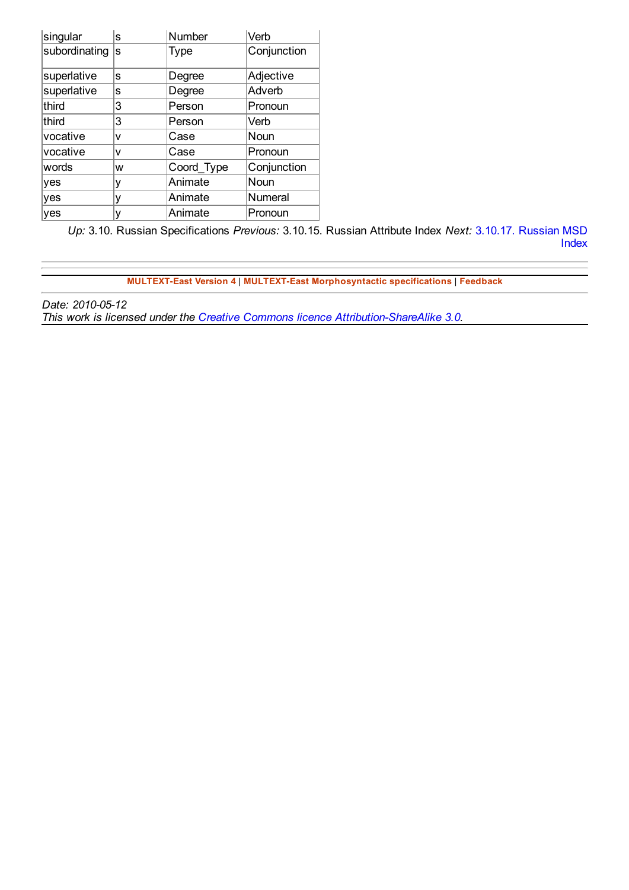| | | | |
|---|---|---|---|
| singular | s | Number | Verb |
| subordinating | s | Type | Conjunction |
| superlative | s | Degree | Adjective |
| superlative | s | Degree | Adverb |
| third | 3 | Person | Pronoun |
| third | 3 | Person | Verb |
| vocative | v | Case | Noun |
| vocative | v | Case | Pronoun |
| words | w | Coord_Type | Conjunction |
| yes | y | Animate | Noun |
| yes | y | Animate | Numeral |
| yes | y | Animate | Pronoun |

*Up:* 3.10. Russian Specifications *Previous:* 3.10.15. Russian Attribute Index *Next:* 3.10.17. Russian MSD Index

---

**MULTEXT-East Version 4** | **MULTEXT-East Morphosyntactic specifications** | **Feedback**

---

*Date: 2010-05-12*
*This work is licensed under the Creative Commons licence Attribution-ShareAlike 3.0.*